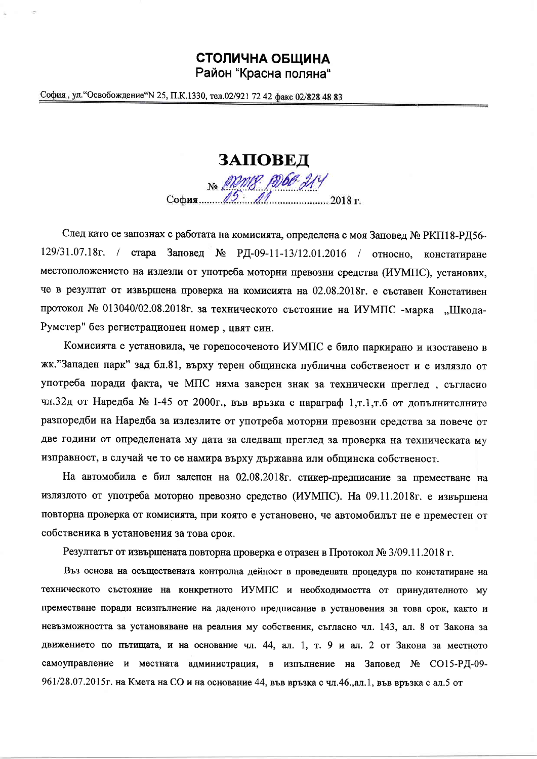**СТОЛИЧНА ОБЩИНА**
Район "Красна поляна"

София , ул."Освобождение"N 25, П.К.1330, тел.02/921 72 42 факс 02/828 48 83

# ЗАПОВЕД

№ РКП18-РД56-214
София 05.11 2018 г.

След като се запознах с работата на комисията, определена с моя Заповед № РКП18-РД56-129/31.07.18г. / стара Заповед № РД-09-11-13/12.01.2016 / относно, констатиране местоположението на излезли от употреба моторни превозни средства (ИУМПС), установих, че в резултат от извършена проверка на комисията на 02.08.2018г. е съставен Констативен протокол № 013040/02.08.2018г. за техническото състояние на ИУМПС -марка „Шкода-Румстер" без регистрационен номер , цвят син.

Комисията е установила, че горепосоченото ИУМПС е било паркирано и изоставено в жк."Западен парк" зад бл.81, върху терен общинска публична собственост и е излязло от употреба поради факта, че МПС няма заверен знак за технически преглед , съгласно чл.32д от Наредба № І-45 от 2000г., във връзка с параграф 1,т.1,т.б от допълнителните разпоредби на Наредба за излезлите от употреба моторни превозни средства за повече от две години от определената му дата за следващ преглед за проверка на техническата му изправност, в случай че то се намира върху държавна или общинска собственост.

На автомобила е бил залепен на 02.08.2018г. стикер-предписание за преместване на излязлото от употреба моторно превозно средство (ИУМПС). На 09.11.2018г. е извършена повторна проверка от комисията, при която е установено, че автомобилът не е преместен от собственика в установения за това срок.

Резултатът от извършената повторна проверка е отразен в Протокол № 3/09.11.2018 г.

Въз основа на осъществената контролна дейност в проведената процедура по констатиране на техническото състояние на конкретното ИУМПС и необходимостта от принудителното му преместване поради неизпълнение на даденото предписание в установения за това срок, както и невъзможността за установяване на реалния му собственик, съгласно чл. 143, ал. 8 от Закона за движението по пътищата, и на основание чл. 44, ал. 1, т. 9 и ал. 2 от Закона за местното самоуправление и местната администрация, в изпълнение на Заповед № СО15-РД-09-961/28.07.2015г. на Кмета на СО и на основание 44, във връзка с чл.46.,ал.1, във връзка с ал.5 от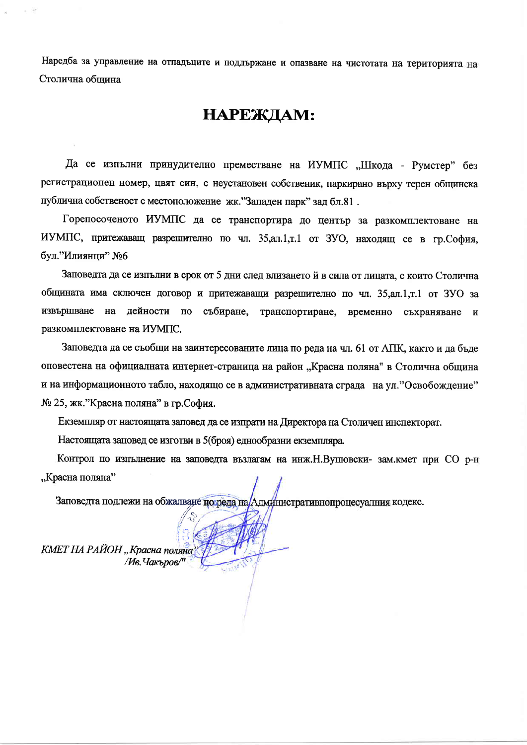Наредба за управление на отпадъците и поддържане и опазване на чистотата на територията на Столична община

# НАРЕЖДАМ:

Да се изпълни принудително преместване на ИУМПС „Шкода - Румстер" без регистрационен номер, цвят син, с неустановен собственик, паркирано върху терен общинска публична собственост с местоположение жк."Западен парк" зад бл.81 .

Горепосоченото ИУМПС да се транспортира до център за разкомплектоване на ИУМПС, притежаващ разрешително по чл. 35,ал.1,т.1 от ЗУО, находящ се в гр.София, бул."Илиянци" №6

Заповедта да се изпълни в срок от 5 дни след влизането ѝ в сила от лицата, с които Столична общината има сключен договор и притежаващи разрешително по чл. 35,ал.1,т.1 от ЗУО за извършване на дейности по събиране, транспортиране, временно съхраняване и разкомплектоване на ИУМПС.

Заповедта да се съобщи на заинтересованите лица по реда на чл. 61 от АПК, както и да бъде оповестена на официалната интернет-страница на район „Красна поляна" в Столична община и на информационното табло, находящо се в административната сграда на ул."Освобождение" № 25, жк."Красна поляна" в гр.София.

Екземпляр от настоящата заповед да се изпрати на Директора на Столичен инспекторат.

Настоящата заповед се изготви в 5(броя) еднообразни екземпляра.

Контрол по изпълнение на заповедта възлагам на инж.Н.Вушовски- зам.кмет при СО р-н „Красна поляна"

Заповедта подлежи на обжалване по реда на Административнопроцесуалния кодекс.

*КМЕТ НА РАЙОН „Красна поляна"*
*/Ив. Чакъров/"*